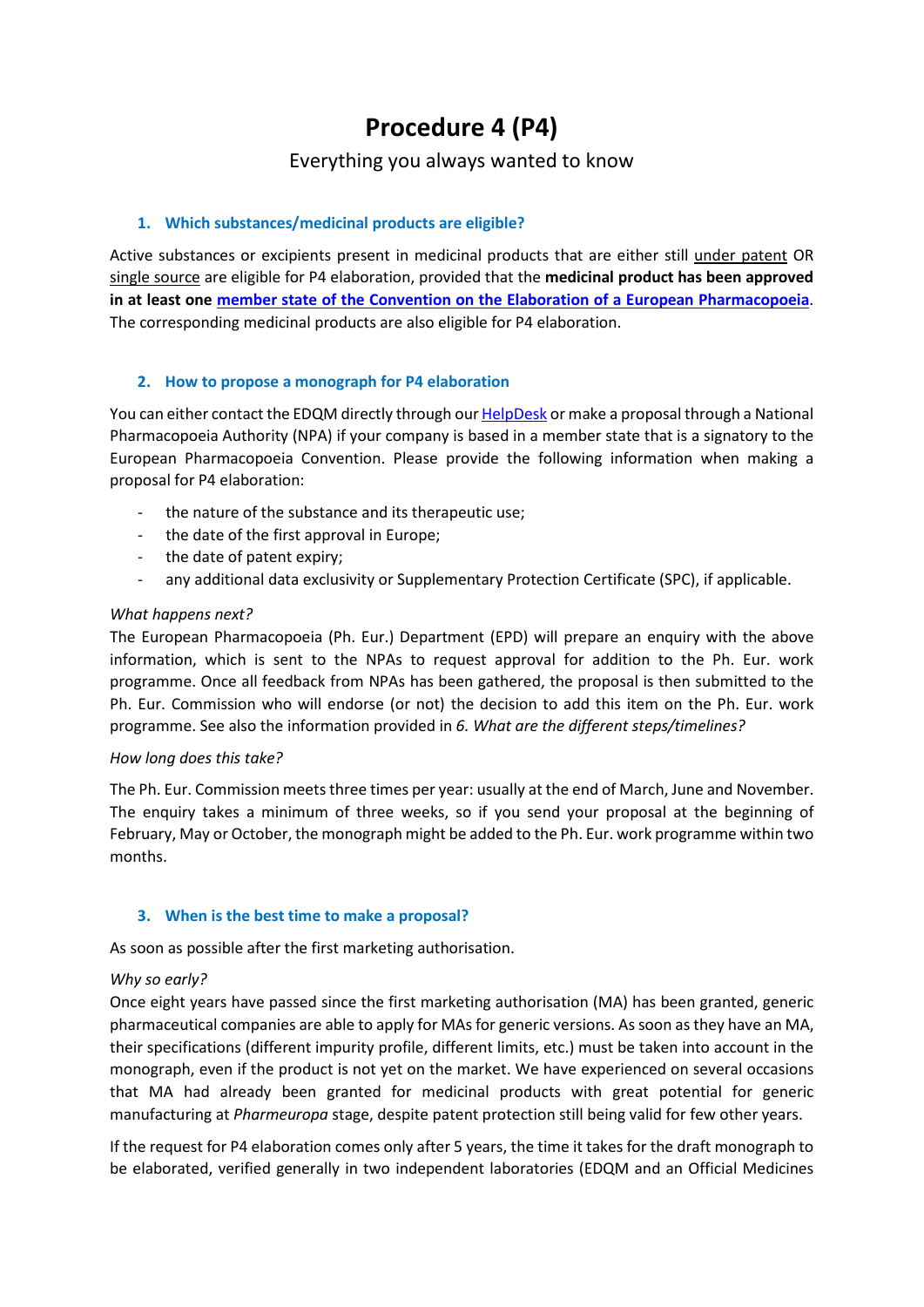# Procedure 4 (P4)

Everything you always wanted to know

## 1. Which substances/medicinal products are eligible?

Active substances or excipients present in medicinal products that are either still under patent OR single source are eligible for P4 elaboration, provided that the **medicinal product has been approved in at least one member state of the Convention on the Elaboration of a European Pharmacopoeia**. The corresponding medicinal products are also eligible for P4 elaboration.

## 2. How to propose a monograph for P4 elaboration

You can either contact the EDQM directly through our HelpDesk or make a proposal through a National Pharmacopoeia Authority (NPA) if your company is based in a member state that is a signatory to the European Pharmacopoeia Convention. Please provide the following information when making a proposal for P4 elaboration:

- the nature of the substance and its therapeutic use;
- the date of the first approval in Europe;
- the date of patent expiry;
- any additional data exclusivity or Supplementary Protection Certificate (SPC), if applicable.

*What happens next?*

The European Pharmacopoeia (Ph. Eur.) Department (EPD) will prepare an enquiry with the above information, which is sent to the NPAs to request approval for addition to the Ph. Eur. work programme. Once all feedback from NPAs has been gathered, the proposal is then submitted to the Ph. Eur. Commission who will endorse (or not) the decision to add this item on the Ph. Eur. work programme. See also the information provided in *6. What are the different steps/timelines?*

*How long does this take?*

The Ph. Eur. Commission meets three times per year: usually at the end of March, June and November. The enquiry takes a minimum of three weeks, so if you send your proposal at the beginning of February, May or October, the monograph might be added to the Ph. Eur. work programme within two months.

## 3. When is the best time to make a proposal?

As soon as possible after the first marketing authorisation.

*Why so early?*

Once eight years have passed since the first marketing authorisation (MA) has been granted, generic pharmaceutical companies are able to apply for MAs for generic versions. As soon as they have an MA, their specifications (different impurity profile, different limits, etc.) must be taken into account in the monograph, even if the product is not yet on the market. We have experienced on several occasions that MA had already been granted for medicinal products with great potential for generic manufacturing at *Pharmeuropa* stage, despite patent protection still being valid for few other years.

If the request for P4 elaboration comes only after 5 years, the time it takes for the draft monograph to be elaborated, verified generally in two independent laboratories (EDQM and an Official Medicines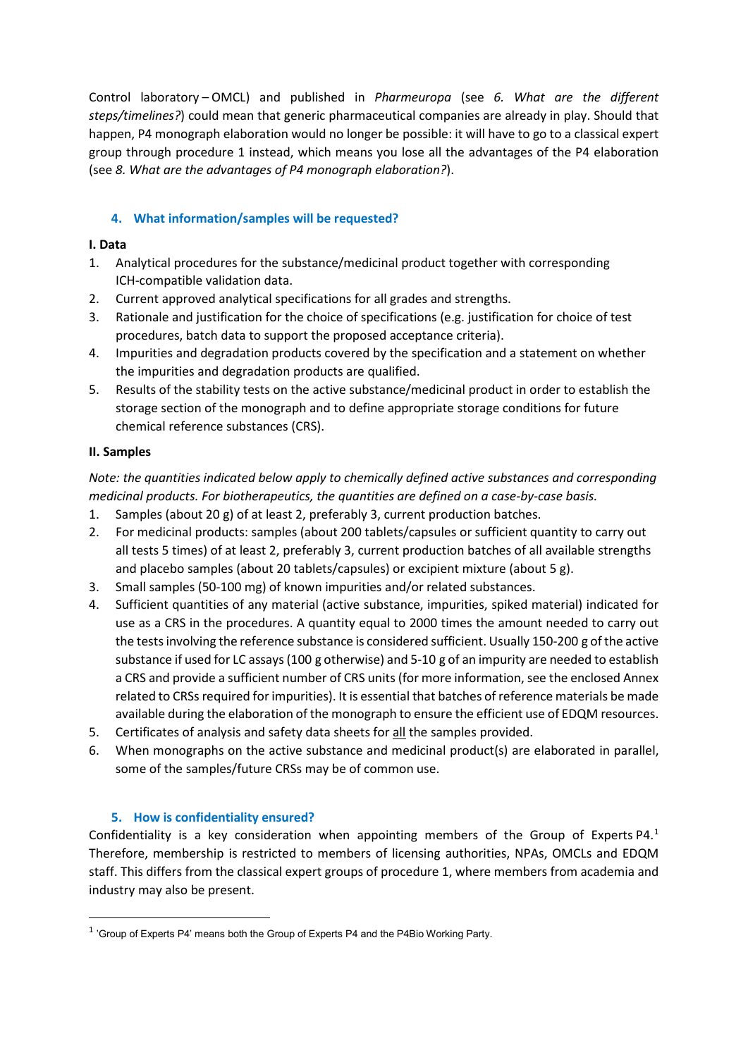Control laboratory – OMCL) and published in *Pharmeuropa* (see *6. What are the different steps/timelines?*) could mean that generic pharmaceutical companies are already in play. Should that happen, P4 monograph elaboration would no longer be possible: it will have to go to a classical expert group through procedure 1 instead, which means you lose all the advantages of the P4 elaboration (see *8. What are the advantages of P4 monograph elaboration?*).

## 4. What information/samples will be requested?

**I. Data**

1. Analytical procedures for the substance/medicinal product together with corresponding ICH-compatible validation data.
2. Current approved analytical specifications for all grades and strengths.
3. Rationale and justification for the choice of specifications (e.g. justification for choice of test procedures, batch data to support the proposed acceptance criteria).
4. Impurities and degradation products covered by the specification and a statement on whether the impurities and degradation products are qualified.
5. Results of the stability tests on the active substance/medicinal product in order to establish the storage section of the monograph and to define appropriate storage conditions for future chemical reference substances (CRS).

**II. Samples**

*Note: the quantities indicated below apply to chemically defined active substances and corresponding medicinal products. For biotherapeutics, the quantities are defined on a case-by-case basis.*

1. Samples (about 20 g) of at least 2, preferably 3, current production batches.
2. For medicinal products: samples (about 200 tablets/capsules or sufficient quantity to carry out all tests 5 times) of at least 2, preferably 3, current production batches of all available strengths and placebo samples (about 20 tablets/capsules) or excipient mixture (about 5 g).
3. Small samples (50-100 mg) of known impurities and/or related substances.
4. Sufficient quantities of any material (active substance, impurities, spiked material) indicated for use as a CRS in the procedures. A quantity equal to 2000 times the amount needed to carry out the tests involving the reference substance is considered sufficient. Usually 150-200 g of the active substance if used for LC assays (100 g otherwise) and 5-10 g of an impurity are needed to establish a CRS and provide a sufficient number of CRS units (for more information, see the enclosed Annex related to CRSs required for impurities). It is essential that batches of reference materials be made available during the elaboration of the monograph to ensure the efficient use of EDQM resources.
5. Certificates of analysis and safety data sheets for <u>all</u> the samples provided.
6. When monographs on the active substance and medicinal product(s) are elaborated in parallel, some of the samples/future CRSs may be of common use.

## 5. How is confidentiality ensured?

Confidentiality is a key consideration when appointing members of the Group of Experts P4.[1] Therefore, membership is restricted to members of licensing authorities, NPAs, OMCLs and EDQM staff. This differs from the classical expert groups of procedure 1, where members from academia and industry may also be present.

---

[1] 'Group of Experts P4' means both the Group of Experts P4 and the P4Bio Working Party.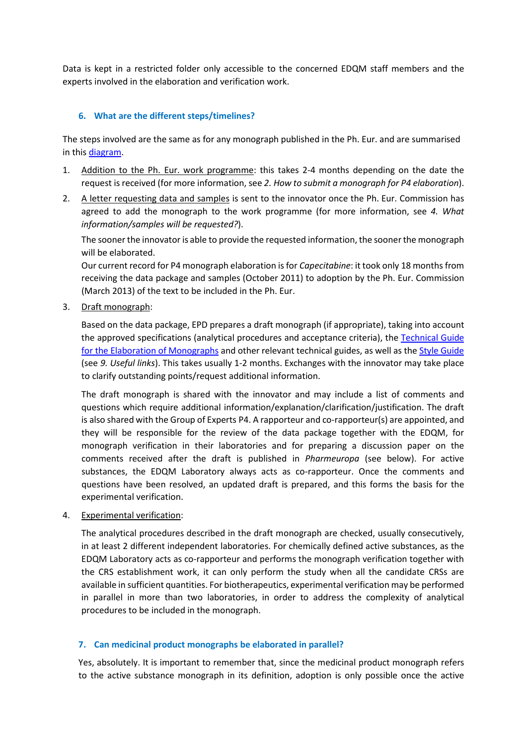Data is kept in a restricted folder only accessible to the concerned EDQM staff members and the experts involved in the elaboration and verification work.

### 6. What are the different steps/timelines?

The steps involved are the same as for any monograph published in the Ph. Eur. and are summarised in this diagram.

1. Addition to the Ph. Eur. work programme: this takes 2-4 months depending on the date the request is received (for more information, see *2. How to submit a monograph for P4 elaboration*).

2. A letter requesting data and samples is sent to the innovator once the Ph. Eur. Commission has agreed to add the monograph to the work programme (for more information, see *4. What information/samples will be requested?*).

   The sooner the innovator is able to provide the requested information, the sooner the monograph will be elaborated.
   Our current record for P4 monograph elaboration is for *Capecitabine*: it took only 18 months from receiving the data package and samples (October 2011) to adoption by the Ph. Eur. Commission (March 2013) of the text to be included in the Ph. Eur.

3. Draft monograph:

   Based on the data package, EPD prepares a draft monograph (if appropriate), taking into account the approved specifications (analytical procedures and acceptance criteria), the Technical Guide for the Elaboration of Monographs and other relevant technical guides, as well as the Style Guide (see *9. Useful links*). This takes usually 1-2 months. Exchanges with the innovator may take place to clarify outstanding points/request additional information.

   The draft monograph is shared with the innovator and may include a list of comments and questions which require additional information/explanation/clarification/justification. The draft is also shared with the Group of Experts P4. A rapporteur and co-rapporteur(s) are appointed, and they will be responsible for the review of the data package together with the EDQM, for monograph verification in their laboratories and for preparing a discussion paper on the comments received after the draft is published in *Pharmeuropa* (see below). For active substances, the EDQM Laboratory always acts as co-rapporteur. Once the comments and questions have been resolved, an updated draft is prepared, and this forms the basis for the experimental verification.

4. Experimental verification:

   The analytical procedures described in the draft monograph are checked, usually consecutively, in at least 2 different independent laboratories. For chemically defined active substances, as the EDQM Laboratory acts as co-rapporteur and performs the monograph verification together with the CRS establishment work, it can only perform the study when all the candidate CRSs are available in sufficient quantities. For biotherapeutics, experimental verification may be performed in parallel in more than two laboratories, in order to address the complexity of analytical procedures to be included in the monograph.

### 7. Can medicinal product monographs be elaborated in parallel?

Yes, absolutely. It is important to remember that, since the medicinal product monograph refers to the active substance monograph in its definition, adoption is only possible once the active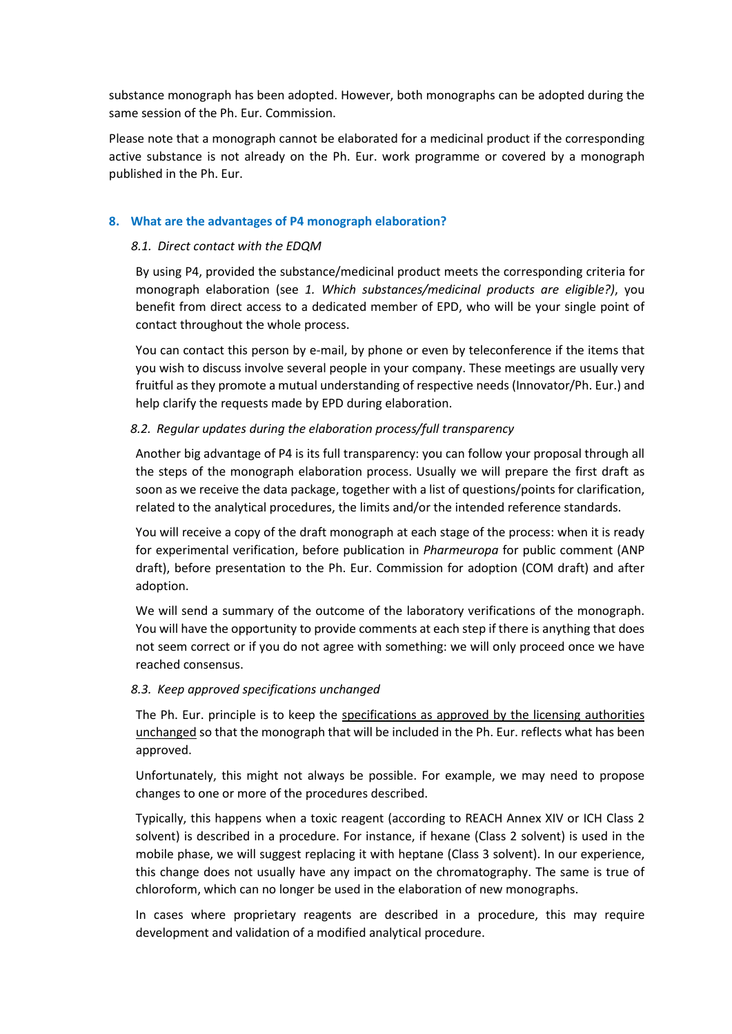substance monograph has been adopted. However, both monographs can be adopted during the same session of the Ph. Eur. Commission.

Please note that a monograph cannot be elaborated for a medicinal product if the corresponding active substance is not already on the Ph. Eur. work programme or covered by a monograph published in the Ph. Eur.

## 8. What are the advantages of P4 monograph elaboration?

### *8.1. Direct contact with the EDQM*

By using P4, provided the substance/medicinal product meets the corresponding criteria for monograph elaboration (see *1. Which substances/medicinal products are eligible?)*, you benefit from direct access to a dedicated member of EPD, who will be your single point of contact throughout the whole process.

You can contact this person by e-mail, by phone or even by teleconference if the items that you wish to discuss involve several people in your company. These meetings are usually very fruitful as they promote a mutual understanding of respective needs (Innovator/Ph. Eur.) and help clarify the requests made by EPD during elaboration.

### *8.2. Regular updates during the elaboration process/full transparency*

Another big advantage of P4 is its full transparency: you can follow your proposal through all the steps of the monograph elaboration process. Usually we will prepare the first draft as soon as we receive the data package, together with a list of questions/points for clarification, related to the analytical procedures, the limits and/or the intended reference standards.

You will receive a copy of the draft monograph at each stage of the process: when it is ready for experimental verification, before publication in *Pharmeuropa* for public comment (ANP draft), before presentation to the Ph. Eur. Commission for adoption (COM draft) and after adoption.

We will send a summary of the outcome of the laboratory verifications of the monograph. You will have the opportunity to provide comments at each step if there is anything that does not seem correct or if you do not agree with something: we will only proceed once we have reached consensus.

### *8.3. Keep approved specifications unchanged*

The Ph. Eur. principle is to keep the specifications as approved by the licensing authorities unchanged so that the monograph that will be included in the Ph. Eur. reflects what has been approved.

Unfortunately, this might not always be possible. For example, we may need to propose changes to one or more of the procedures described.

Typically, this happens when a toxic reagent (according to REACH Annex XIV or ICH Class 2 solvent) is described in a procedure. For instance, if hexane (Class 2 solvent) is used in the mobile phase, we will suggest replacing it with heptane (Class 3 solvent). In our experience, this change does not usually have any impact on the chromatography. The same is true of chloroform, which can no longer be used in the elaboration of new monographs.

In cases where proprietary reagents are described in a procedure, this may require development and validation of a modified analytical procedure.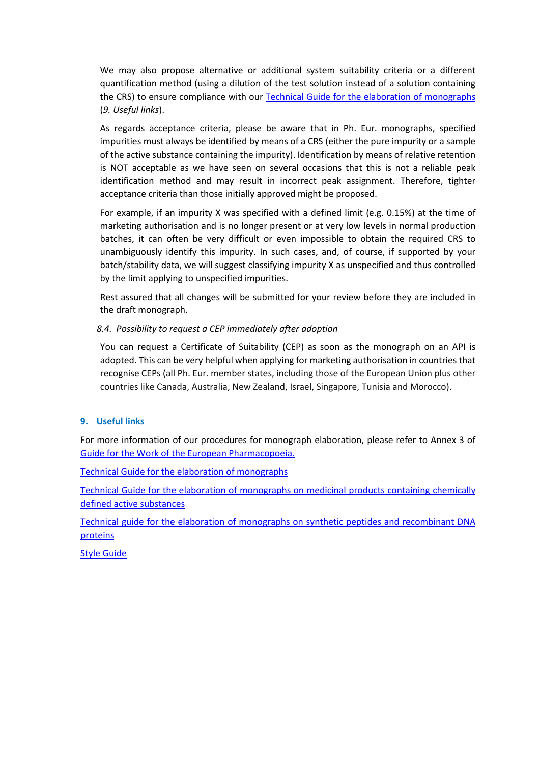We may also propose alternative or additional system suitability criteria or a different quantification method (using a dilution of the test solution instead of a solution containing the CRS) to ensure compliance with our [Technical Guide for the elaboration of monographs](#) (*9. Useful links*).

As regards acceptance criteria, please be aware that in Ph. Eur. monographs, specified impurities must always be identified by means of a CRS (either the pure impurity or a sample of the active substance containing the impurity). Identification by means of relative retention is NOT acceptable as we have seen on several occasions that this is not a reliable peak identification method and may result in incorrect peak assignment. Therefore, tighter acceptance criteria than those initially approved might be proposed.

For example, if an impurity X was specified with a defined limit (e.g. 0.15%) at the time of marketing authorisation and is no longer present or at very low levels in normal production batches, it can often be very difficult or even impossible to obtain the required CRS to unambiguously identify this impurity. In such cases, and, of course, if supported by your batch/stability data, we will suggest classifying impurity X as unspecified and thus controlled by the limit applying to unspecified impurities.

Rest assured that all changes will be submitted for your review before they are included in the draft monograph.

### *8.4. Possibility to request a CEP immediately after adoption*

You can request a Certificate of Suitability (CEP) as soon as the monograph on an API is adopted. This can be very helpful when applying for marketing authorisation in countries that recognise CEPs (all Ph. Eur. member states, including those of the European Union plus other countries like Canada, Australia, New Zealand, Israel, Singapore, Tunisia and Morocco).

## 9. Useful links

For more information of our procedures for monograph elaboration, please refer to Annex 3 of [Guide for the Work of the European Pharmacopoeia.](#)

[Technical Guide for the elaboration of monographs](#)

[Technical Guide for the elaboration of monographs on medicinal products containing chemically defined active substances](#)

[Technical guide for the elaboration of monographs on synthetic peptides and recombinant DNA proteins](#)

[Style Guide](#)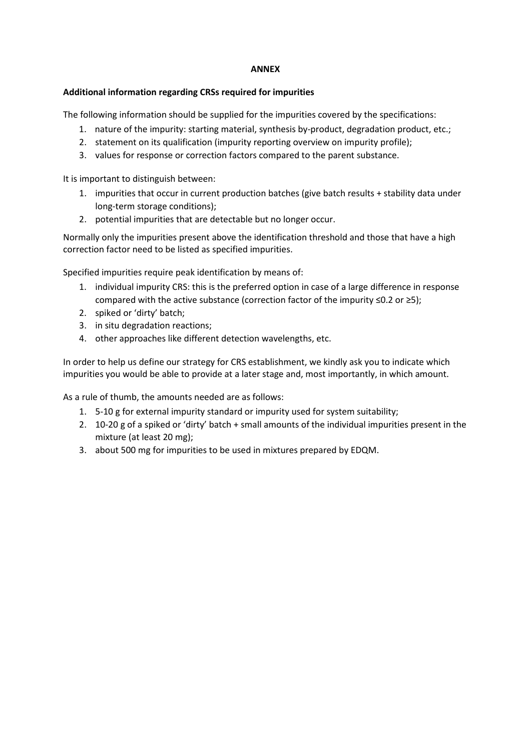**ANNEX**

**Additional information regarding CRSs required for impurities**

The following information should be supplied for the impurities covered by the specifications:

1. nature of the impurity: starting material, synthesis by-product, degradation product, etc.;
2. statement on its qualification (impurity reporting overview on impurity profile);
3. values for response or correction factors compared to the parent substance.

It is important to distinguish between:

1. impurities that occur in current production batches (give batch results + stability data under long-term storage conditions);
2. potential impurities that are detectable but no longer occur.

Normally only the impurities present above the identification threshold and those that have a high correction factor need to be listed as specified impurities.

Specified impurities require peak identification by means of:

1. individual impurity CRS: this is the preferred option in case of a large difference in response compared with the active substance (correction factor of the impurity ≤0.2 or ≥5);
2. spiked or 'dirty' batch;
3. in situ degradation reactions;
4. other approaches like different detection wavelengths, etc.

In order to help us define our strategy for CRS establishment, we kindly ask you to indicate which impurities you would be able to provide at a later stage and, most importantly, in which amount.

As a rule of thumb, the amounts needed are as follows:

1. 5-10 g for external impurity standard or impurity used for system suitability;
2. 10-20 g of a spiked or 'dirty' batch + small amounts of the individual impurities present in the mixture (at least 20 mg);
3. about 500 mg for impurities to be used in mixtures prepared by EDQM.